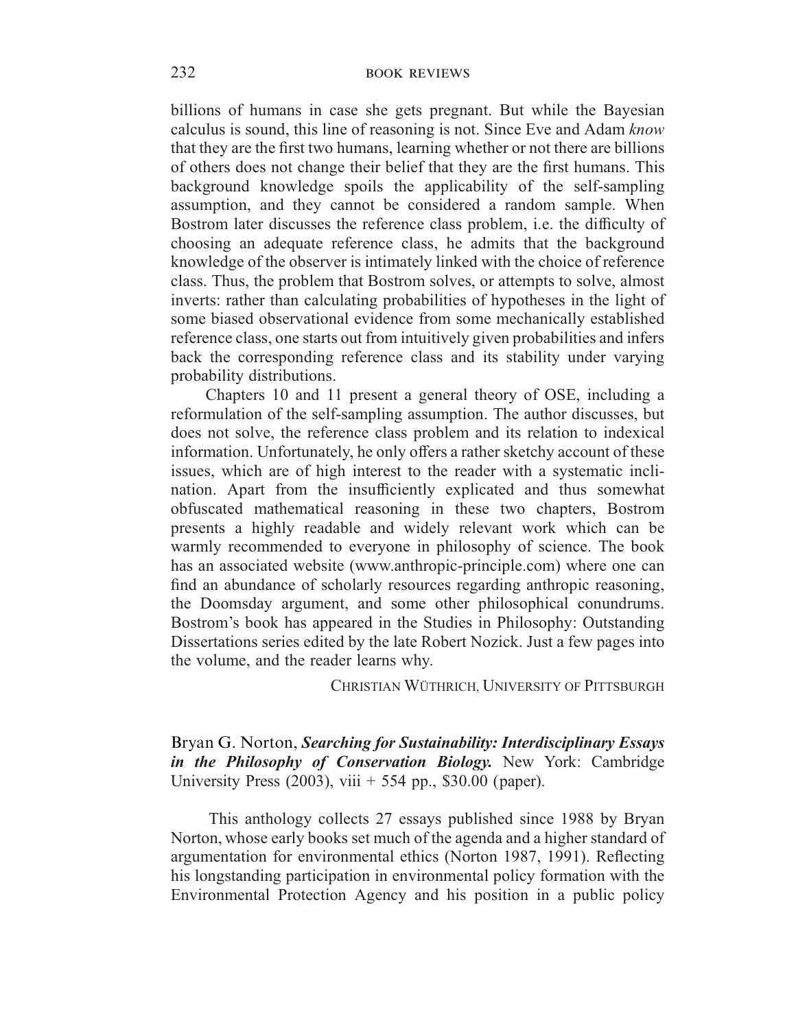billions of humans in case she gets pregnant. But while the Bayesian calculus is sound, this line of reasoning is not. Since Eve and Adam *know* that they are the first two humans, learning whether or not there are billions of others does not change their belief that they are the first humans. This background knowledge spoils the applicability of the self-sampling assumption, and they cannot be considered a random sample. When Bostrom later discusses the reference class problem, i.e. the difficulty of choosing an adequate reference class, he admits that the background knowledge of the observer is intimately linked with the choice of reference class. Thus, the problem that Bostrom solves, or attempts to solve, almost inverts: rather than calculating probabilities of hypotheses in the light of some biased observational evidence from some mechanically established reference class, one starts out from intuitively given probabilities and infers back the corresponding reference class and its stability under varying probability distributions.

Chapters 10 and 11 present a general theory of OSE, including a reformulation of the self-sampling assumption. The author discusses, but does not solve, the reference class problem and its relation to indexical information. Unfortunately, he only offers a rather sketchy account of these issues, which are of high interest to the reader with a systematic inclination. Apart from the insufficiently explicated and thus somewhat obfuscated mathematical reasoning in these two chapters, Bostrom presents a highly readable and widely relevant work which can be warmly recommended to everyone in philosophy of science. The book has an associated website (www.anthropic-principle.com) where one can find an abundance of scholarly resources regarding anthropic reasoning, the Doomsday argument, and some other philosophical conundrums. Bostrom's book has appeared in the Studies in Philosophy: Outstanding Dissertations series edited by the late Robert Nozick. Just a few pages into the volume, and the reader learns why.

CHRISTIAN WÜTHRICH, UNIVERSITY OF PITTSBURGH

Bryan G. Norton, ***Searching for Sustainability: Interdisciplinary Essays in the Philosophy of Conservation Biology.*** New York: Cambridge University Press (2003), viii + 554 pp., $30.00 (paper).

This anthology collects 27 essays published since 1988 by Bryan Norton, whose early books set much of the agenda and a higher standard of argumentation for environmental ethics (Norton 1987, 1991). Reflecting his longstanding participation in environmental policy formation with the Environmental Protection Agency and his position in a public policy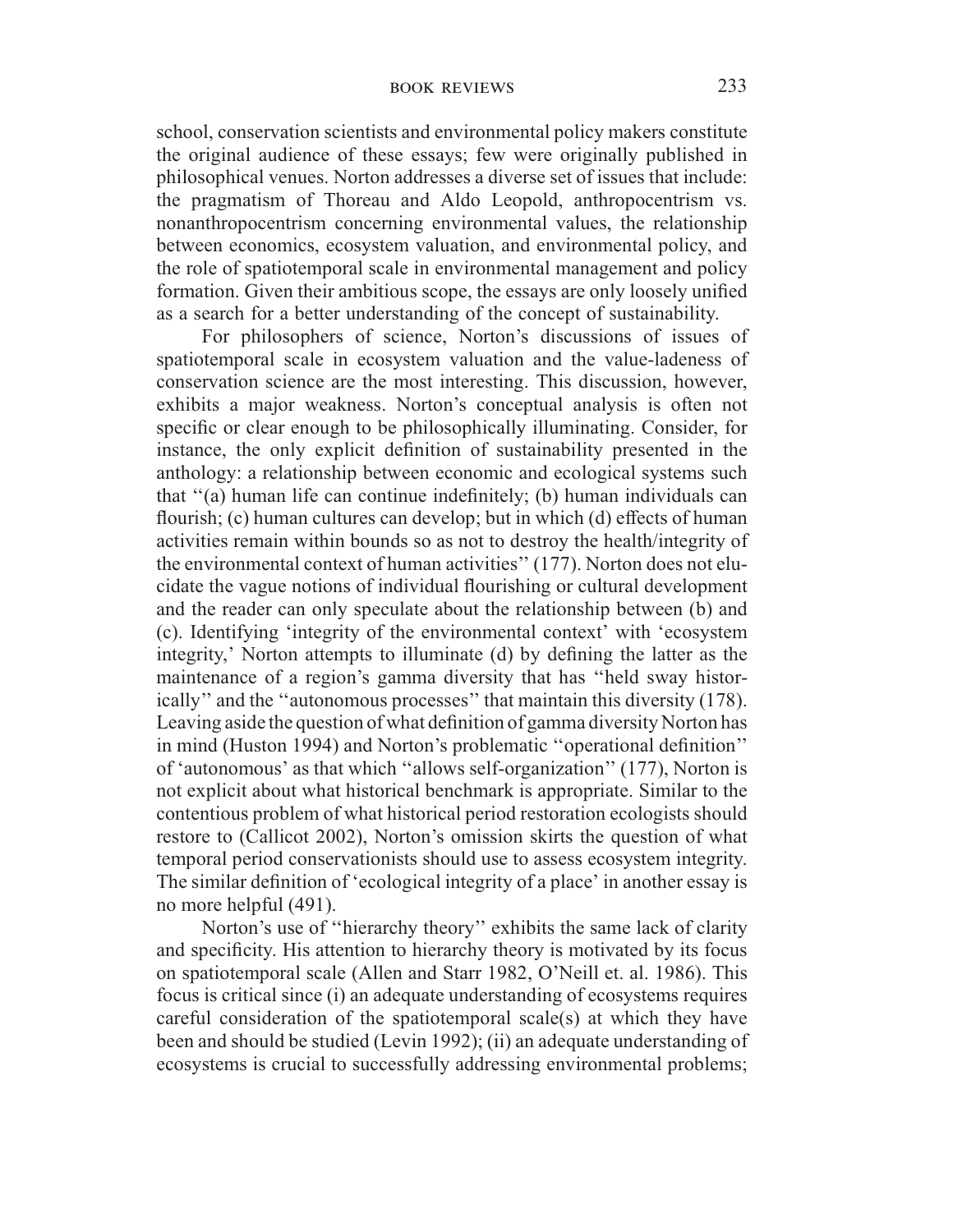school, conservation scientists and environmental policy makers constitute the original audience of these essays; few were originally published in philosophical venues. Norton addresses a diverse set of issues that include: the pragmatism of Thoreau and Aldo Leopold, anthropocentrism vs. nonanthropocentrism concerning environmental values, the relationship between economics, ecosystem valuation, and environmental policy, and the role of spatiotemporal scale in environmental management and policy formation. Given their ambitious scope, the essays are only loosely unified as a search for a better understanding of the concept of sustainability.

For philosophers of science, Norton's discussions of issues of spatiotemporal scale in ecosystem valuation and the value-ladeness of conservation science are the most interesting. This discussion, however, exhibits a major weakness. Norton's conceptual analysis is often not specific or clear enough to be philosophically illuminating. Consider, for instance, the only explicit definition of sustainability presented in the anthology: a relationship between economic and ecological systems such that ''(a) human life can continue indefinitely; (b) human individuals can flourish; (c) human cultures can develop; but in which (d) effects of human activities remain within bounds so as not to destroy the health/integrity of the environmental context of human activities'' (177). Norton does not elucidate the vague notions of individual flourishing or cultural development and the reader can only speculate about the relationship between (b) and (c). Identifying 'integrity of the environmental context' with 'ecosystem integrity,' Norton attempts to illuminate (d) by defining the latter as the maintenance of a region's gamma diversity that has ''held sway historically'' and the ''autonomous processes'' that maintain this diversity (178). Leaving aside the question of what definition of gamma diversity Norton has in mind (Huston 1994) and Norton's problematic ''operational definition'' of 'autonomous' as that which ''allows self-organization'' (177), Norton is not explicit about what historical benchmark is appropriate. Similar to the contentious problem of what historical period restoration ecologists should restore to (Callicot 2002), Norton's omission skirts the question of what temporal period conservationists should use to assess ecosystem integrity. The similar definition of 'ecological integrity of a place' in another essay is no more helpful (491).

Norton's use of ''hierarchy theory'' exhibits the same lack of clarity and specificity. His attention to hierarchy theory is motivated by its focus on spatiotemporal scale (Allen and Starr 1982, O'Neill et. al. 1986). This focus is critical since (i) an adequate understanding of ecosystems requires careful consideration of the spatiotemporal scale(s) at which they have been and should be studied (Levin 1992); (ii) an adequate understanding of ecosystems is crucial to successfully addressing environmental problems;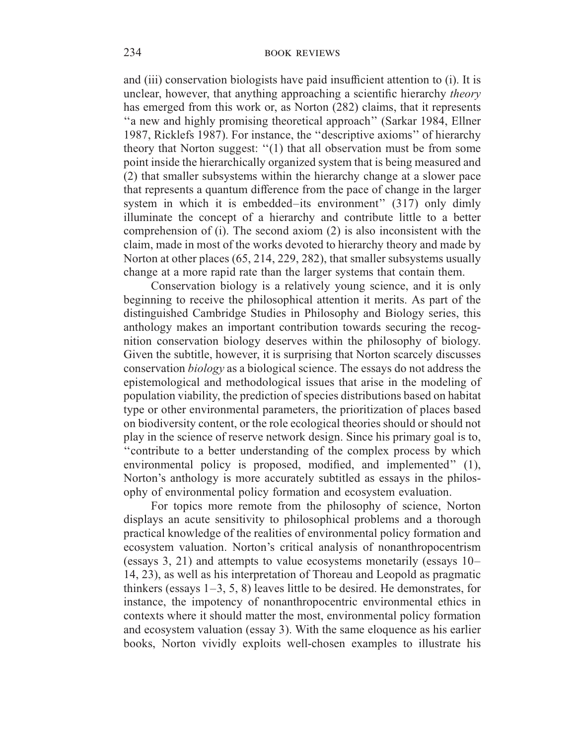and (iii) conservation biologists have paid insufficient attention to (i). It is unclear, however, that anything approaching a scientific hierarchy *theory* has emerged from this work or, as Norton (282) claims, that it represents ''a new and highly promising theoretical approach'' (Sarkar 1984, Ellner 1987, Ricklefs 1987). For instance, the ''descriptive axioms'' of hierarchy theory that Norton suggest: ''(1) that all observation must be from some point inside the hierarchically organized system that is being measured and (2) that smaller subsystems within the hierarchy change at a slower pace that represents a quantum difference from the pace of change in the larger system in which it is embedded–its environment'' (317) only dimly illuminate the concept of a hierarchy and contribute little to a better comprehension of (i). The second axiom (2) is also inconsistent with the claim, made in most of the works devoted to hierarchy theory and made by Norton at other places (65, 214, 229, 282), that smaller subsystems usually change at a more rapid rate than the larger systems that contain them.

Conservation biology is a relatively young science, and it is only beginning to receive the philosophical attention it merits. As part of the distinguished Cambridge Studies in Philosophy and Biology series, this anthology makes an important contribution towards securing the recognition conservation biology deserves within the philosophy of biology. Given the subtitle, however, it is surprising that Norton scarcely discusses conservation *biology* as a biological science. The essays do not address the epistemological and methodological issues that arise in the modeling of population viability, the prediction of species distributions based on habitat type or other environmental parameters, the prioritization of places based on biodiversity content, or the role ecological theories should or should not play in the science of reserve network design. Since his primary goal is to, ''contribute to a better understanding of the complex process by which environmental policy is proposed, modified, and implemented'' (1), Norton's anthology is more accurately subtitled as essays in the philosophy of environmental policy formation and ecosystem evaluation.

For topics more remote from the philosophy of science, Norton displays an acute sensitivity to philosophical problems and a thorough practical knowledge of the realities of environmental policy formation and ecosystem valuation. Norton's critical analysis of nonanthropocentrism (essays 3, 21) and attempts to value ecosystems monetarily (essays 10–14, 23), as well as his interpretation of Thoreau and Leopold as pragmatic thinkers (essays 1–3, 5, 8) leaves little to be desired. He demonstrates, for instance, the impotency of nonanthropocentric environmental ethics in contexts where it should matter the most, environmental policy formation and ecosystem valuation (essay 3). With the same eloquence as his earlier books, Norton vividly exploits well-chosen examples to illustrate his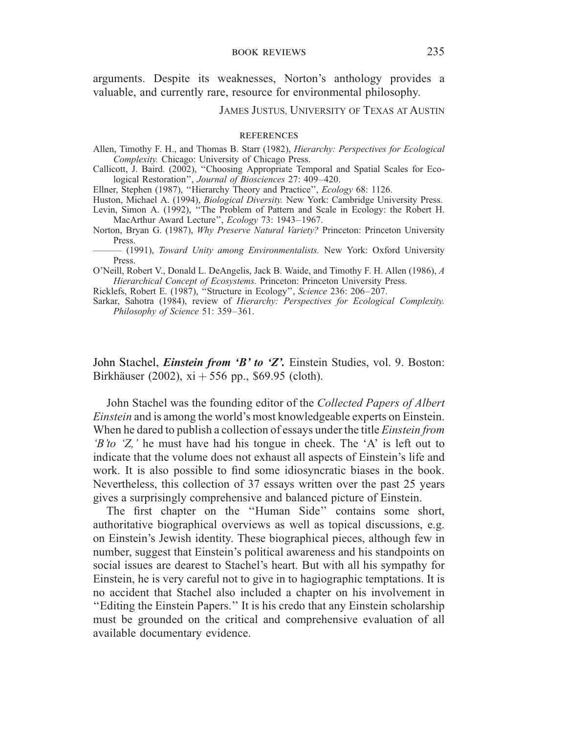arguments. Despite its weaknesses, Norton's anthology provides a valuable, and currently rare, resource for environmental philosophy.

JAMES JUSTUS, UNIVERSITY OF TEXAS AT AUSTIN

### REFERENCES

Allen, Timothy F. H., and Thomas B. Starr (1982), *Hierarchy: Perspectives for Ecological Complexity.* Chicago: University of Chicago Press.

Callicott, J. Baird. (2002), ''Choosing Appropriate Temporal and Spatial Scales for Ecological Restoration'', *Journal of Biosciences* 27: 409–420.

Ellner, Stephen (1987), ''Hierarchy Theory and Practice'', *Ecology* 68: 1126.

Huston, Michael A. (1994), *Biological Diversity.* New York: Cambridge University Press.

Levin, Simon A. (1992), ''The Problem of Pattern and Scale in Ecology: the Robert H. MacArthur Award Lecture'', *Ecology* 73: 1943–1967.

Norton, Bryan G. (1987), *Why Preserve Natural Variety?* Princeton: Princeton University Press.

——— (1991), *Toward Unity among Environmentalists.* New York: Oxford University Press.

O'Neill, Robert V., Donald L. DeAngelis, Jack B. Waide, and Timothy F. H. Allen (1986), *A Hierarchical Concept of Ecosystems.* Princeton: Princeton University Press.

Ricklefs, Robert E. (1987), ''Structure in Ecology'', *Science* 236: 206–207.

Sarkar, Sahotra (1984), review of *Hierarchy: Perspectives for Ecological Complexity. Philosophy of Science* 51: 359–361.

John Stachel, ***Einstein from 'B' to 'Z'.*** Einstein Studies, vol. 9. Boston: Birkhäuser (2002), xi + 556 pp., $69.95 (cloth).

John Stachel was the founding editor of the *Collected Papers of Albert Einstein* and is among the world's most knowledgeable experts on Einstein. When he dared to publish a collection of essays under the title *Einstein from 'B'to 'Z,'* he must have had his tongue in cheek. The 'A' is left out to indicate that the volume does not exhaust all aspects of Einstein's life and work. It is also possible to find some idiosyncratic biases in the book. Nevertheless, this collection of 37 essays written over the past 25 years gives a surprisingly comprehensive and balanced picture of Einstein.

The first chapter on the ''Human Side'' contains some short, authoritative biographical overviews as well as topical discussions, e.g. on Einstein's Jewish identity. These biographical pieces, although few in number, suggest that Einstein's political awareness and his standpoints on social issues are dearest to Stachel's heart. But with all his sympathy for Einstein, he is very careful not to give in to hagiographic temptations. It is no accident that Stachel also included a chapter on his involvement in ''Editing the Einstein Papers.'' It is his credo that any Einstein scholarship must be grounded on the critical and comprehensive evaluation of all available documentary evidence.